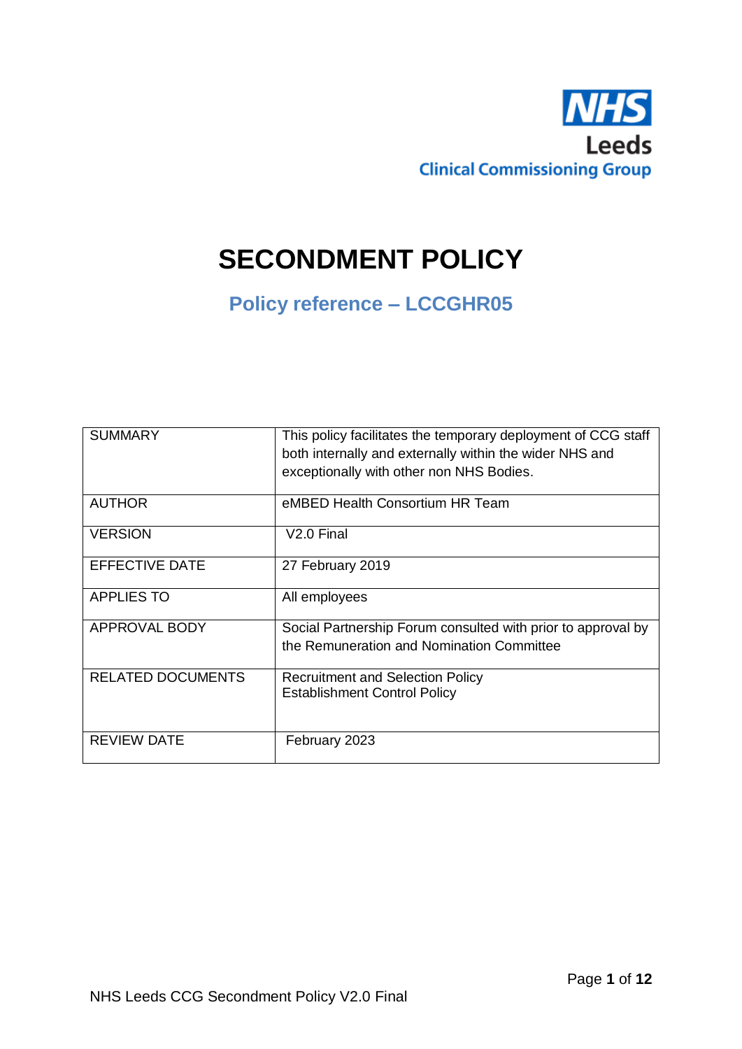NHS
Leeds
Clinical Commissioning Group

# SECONDMENT POLICY

## Policy reference – LCCGHR05

| | |
|---|---|
| SUMMARY | This policy facilitates the temporary deployment of CCG staff both internally and externally within the wider NHS and exceptionally with other non NHS Bodies. |
| AUTHOR | eMBED Health Consortium HR Team |
| VERSION | V2.0 Final |
| EFFECTIVE DATE | 27 February 2019 |
| APPLIES TO | All employees |
| APPROVAL BODY | Social Partnership Forum consulted with prior to approval by the Remuneration and Nomination Committee |
| RELATED DOCUMENTS | Recruitment and Selection Policy<br>Establishment Control Policy |
| REVIEW DATE | February 2023 |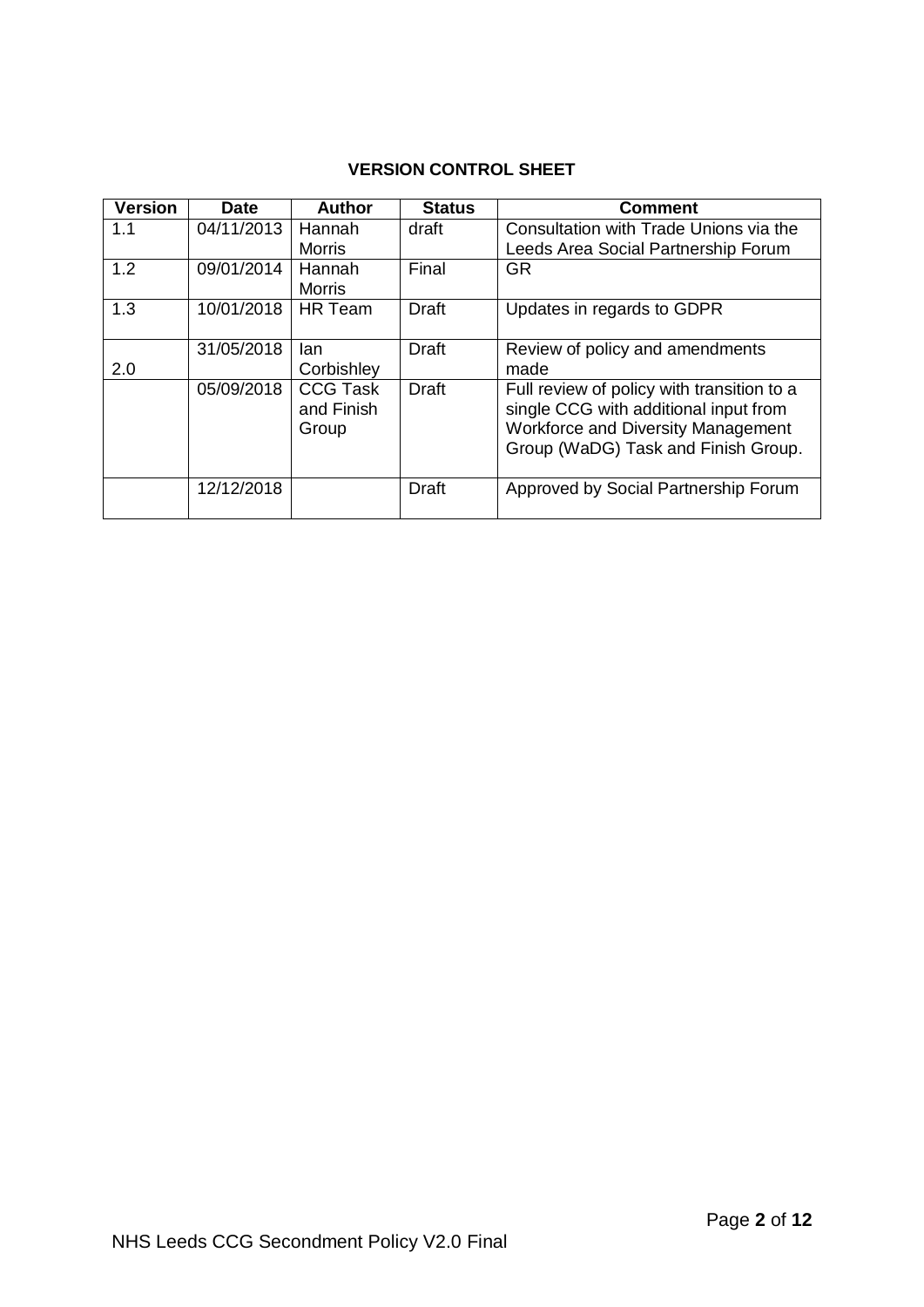**VERSION CONTROL SHEET**

| Version | Date | Author | Status | Comment |
|---|---|---|---|---|
| 1.1 | 04/11/2013 | Hannah Morris | draft | Consultation with Trade Unions via the Leeds Area Social Partnership Forum |
| 1.2 | 09/01/2014 | Hannah Morris | Final | GR |
| 1.3 | 10/01/2018 | HR Team | Draft | Updates in regards to GDPR |
| 2.0 | 31/05/2018 | Ian Corbishley | Draft | Review of policy and amendments made |
| | 05/09/2018 | CCG Task and Finish Group | Draft | Full review of policy with transition to a single CCG with additional input from Workforce and Diversity Management Group (WaDG) Task and Finish Group. |
| | 12/12/2018 | | Draft | Approved by Social Partnership Forum |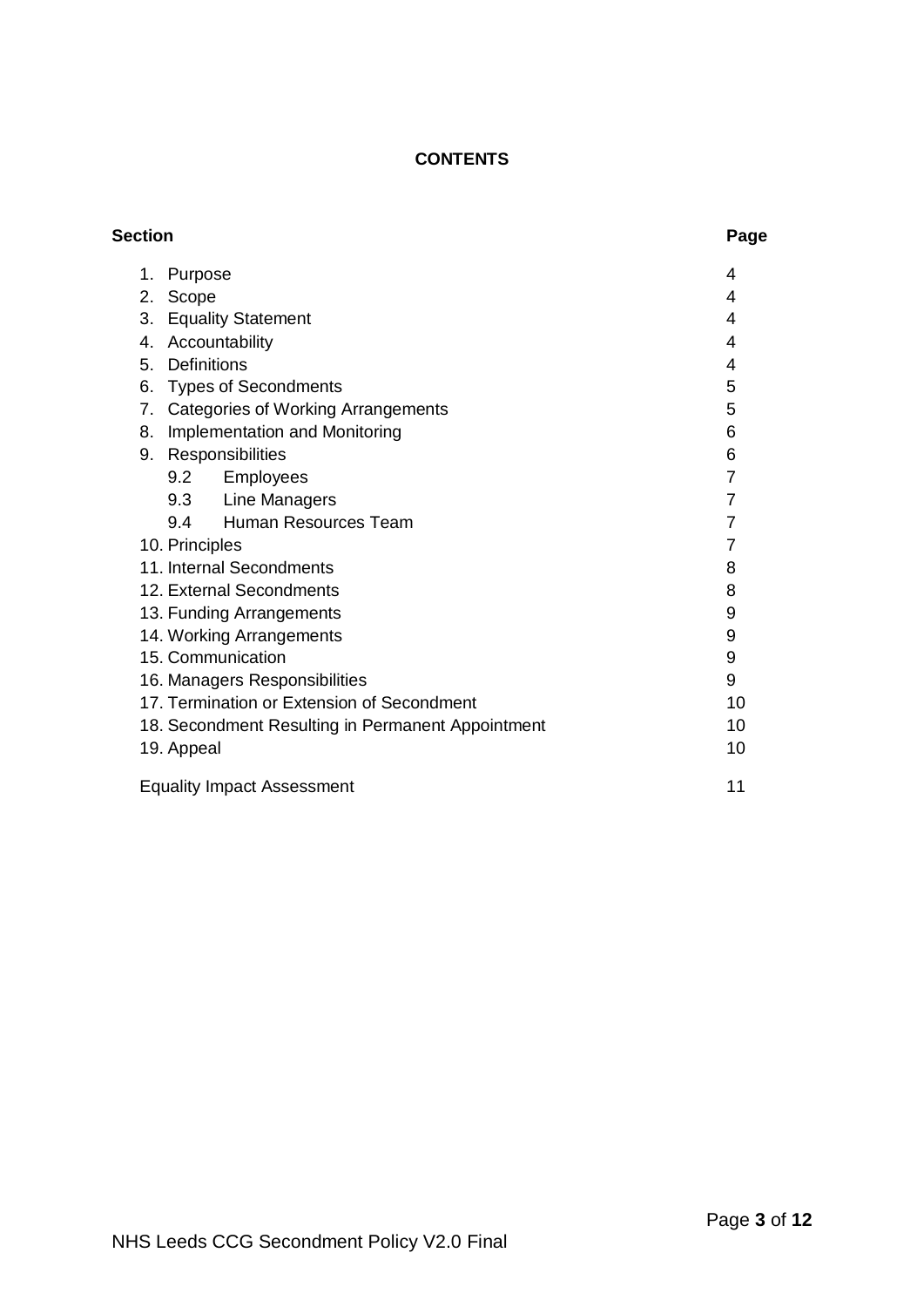# CONTENTS

| Section | Page |
|---|---|
| 1. Purpose | 4 |
| 2. Scope | 4 |
| 3. Equality Statement | 4 |
| 4. Accountability | 4 |
| 5. Definitions | 4 |
| 6. Types of Secondments | 5 |
| 7. Categories of Working Arrangements | 5 |
| 8. Implementation and Monitoring | 6 |
| 9. Responsibilities | 6 |
| 9.2 Employees | 7 |
| 9.3 Line Managers | 7 |
| 9.4 Human Resources Team | 7 |
| 10. Principles | 7 |
| 11. Internal Secondments | 8 |
| 12. External Secondments | 8 |
| 13. Funding Arrangements | 9 |
| 14. Working Arrangements | 9 |
| 15. Communication | 9 |
| 16. Managers Responsibilities | 9 |
| 17. Termination or Extension of Secondment | 10 |
| 18. Secondment Resulting in Permanent Appointment | 10 |
| 19. Appeal | 10 |
| Equality Impact Assessment | 11 |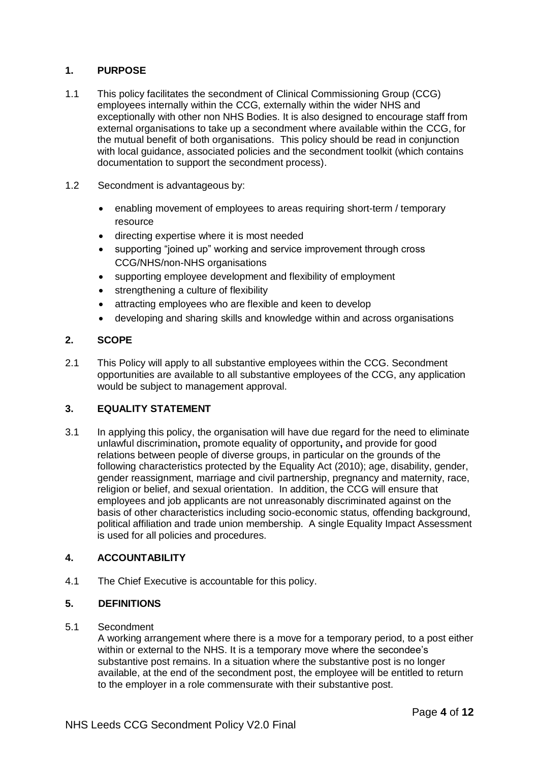## 1. PURPOSE

1.1 This policy facilitates the secondment of Clinical Commissioning Group (CCG) employees internally within the CCG, externally within the wider NHS and exceptionally with other non NHS Bodies. It is also designed to encourage staff from external organisations to take up a secondment where available within the CCG, for the mutual benefit of both organisations. This policy should be read in conjunction with local guidance, associated policies and the secondment toolkit (which contains documentation to support the secondment process).

1.2 Secondment is advantageous by:

- enabling movement of employees to areas requiring short-term / temporary resource
- directing expertise where it is most needed
- supporting "joined up" working and service improvement through cross CCG/NHS/non-NHS organisations
- supporting employee development and flexibility of employment
- strengthening a culture of flexibility
- attracting employees who are flexible and keen to develop
- developing and sharing skills and knowledge within and across organisations

## 2. SCOPE

2.1 This Policy will apply to all substantive employees within the CCG. Secondment opportunities are available to all substantive employees of the CCG, any application would be subject to management approval.

## 3. EQUALITY STATEMENT

3.1 In applying this policy, the organisation will have due regard for the need to eliminate unlawful discrimination**,** promote equality of opportunity**,** and provide for good relations between people of diverse groups, in particular on the grounds of the following characteristics protected by the Equality Act (2010); age, disability, gender, gender reassignment, marriage and civil partnership, pregnancy and maternity, race, religion or belief, and sexual orientation. In addition, the CCG will ensure that employees and job applicants are not unreasonably discriminated against on the basis of other characteristics including socio-economic status, offending background, political affiliation and trade union membership. A single Equality Impact Assessment is used for all policies and procedures.

## 4. ACCOUNTABILITY

4.1 The Chief Executive is accountable for this policy.

## 5. DEFINITIONS

5.1 Secondment

A working arrangement where there is a move for a temporary period, to a post either within or external to the NHS. It is a temporary move where the secondee's substantive post remains. In a situation where the substantive post is no longer available, at the end of the secondment post, the employee will be entitled to return to the employer in a role commensurate with their substantive post.

NHS Leeds CCG Secondment Policy V2.0 Final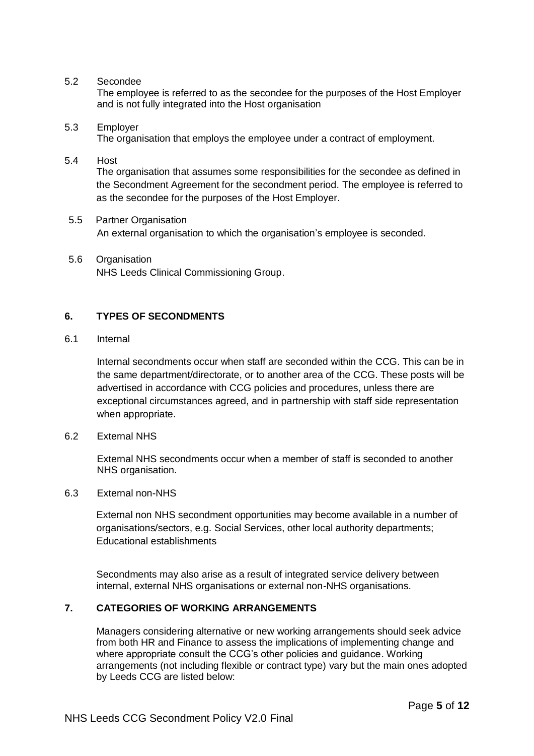5.2 Secondee

The employee is referred to as the secondee for the purposes of the Host Employer and is not fully integrated into the Host organisation

5.3 Employer

The organisation that employs the employee under a contract of employment.

5.4 Host

The organisation that assumes some responsibilities for the secondee as defined in the Secondment Agreement for the secondment period. The employee is referred to as the secondee for the purposes of the Host Employer.

5.5 Partner Organisation

An external organisation to which the organisation's employee is seconded.

5.6 Organisation

NHS Leeds Clinical Commissioning Group.

## 6. TYPES OF SECONDMENTS

6.1 Internal

Internal secondments occur when staff are seconded within the CCG. This can be in the same department/directorate, or to another area of the CCG. These posts will be advertised in accordance with CCG policies and procedures, unless there are exceptional circumstances agreed, and in partnership with staff side representation when appropriate.

6.2 External NHS

External NHS secondments occur when a member of staff is seconded to another NHS organisation.

6.3 External non-NHS

External non NHS secondment opportunities may become available in a number of organisations/sectors, e.g. Social Services, other local authority departments; Educational establishments

Secondments may also arise as a result of integrated service delivery between internal, external NHS organisations or external non-NHS organisations.

## 7. CATEGORIES OF WORKING ARRANGEMENTS

Managers considering alternative or new working arrangements should seek advice from both HR and Finance to assess the implications of implementing change and where appropriate consult the CCG's other policies and guidance. Working arrangements (not including flexible or contract type) vary but the main ones adopted by Leeds CCG are listed below: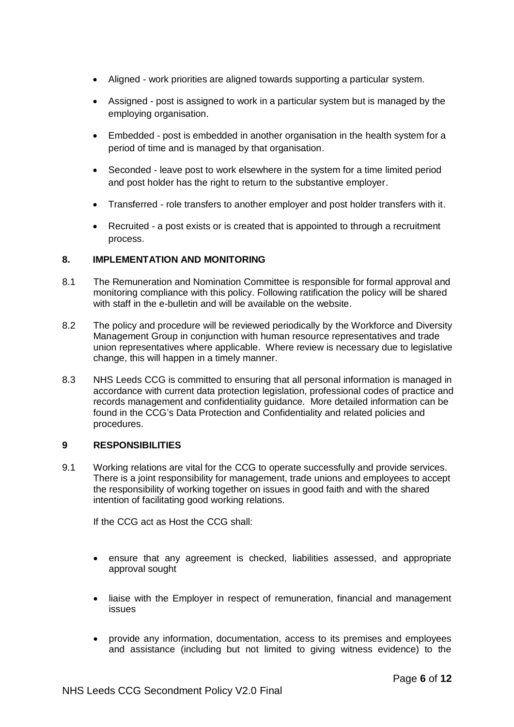- Aligned - work priorities are aligned towards supporting a particular system.
- Assigned - post is assigned to work in a particular system but is managed by the employing organisation.
- Embedded - post is embedded in another organisation in the health system for a period of time and is managed by that organisation.
- Seconded - leave post to work elsewhere in the system for a time limited period and post holder has the right to return to the substantive employer.
- Transferred - role transfers to another employer and post holder transfers with it.
- Recruited - a post exists or is created that is appointed to through a recruitment process.

## 8. IMPLEMENTATION AND MONITORING

8.1 The Remuneration and Nomination Committee is responsible for formal approval and monitoring compliance with this policy. Following ratification the policy will be shared with staff in the e-bulletin and will be available on the website.

8.2 The policy and procedure will be reviewed periodically by the Workforce and Diversity Management Group in conjunction with human resource representatives and trade union representatives where applicable. Where review is necessary due to legislative change, this will happen in a timely manner.

8.3 NHS Leeds CCG is committed to ensuring that all personal information is managed in accordance with current data protection legislation, professional codes of practice and records management and confidentiality guidance. More detailed information can be found in the CCG's Data Protection and Confidentiality and related policies and procedures.

## 9 RESPONSIBILITIES

9.1 Working relations are vital for the CCG to operate successfully and provide services. There is a joint responsibility for management, trade unions and employees to accept the responsibility of working together on issues in good faith and with the shared intention of facilitating good working relations.

If the CCG act as Host the CCG shall:

- ensure that any agreement is checked, liabilities assessed, and appropriate approval sought
- liaise with the Employer in respect of remuneration, financial and management issues
- provide any information, documentation, access to its premises and employees and assistance (including but not limited to giving witness evidence) to the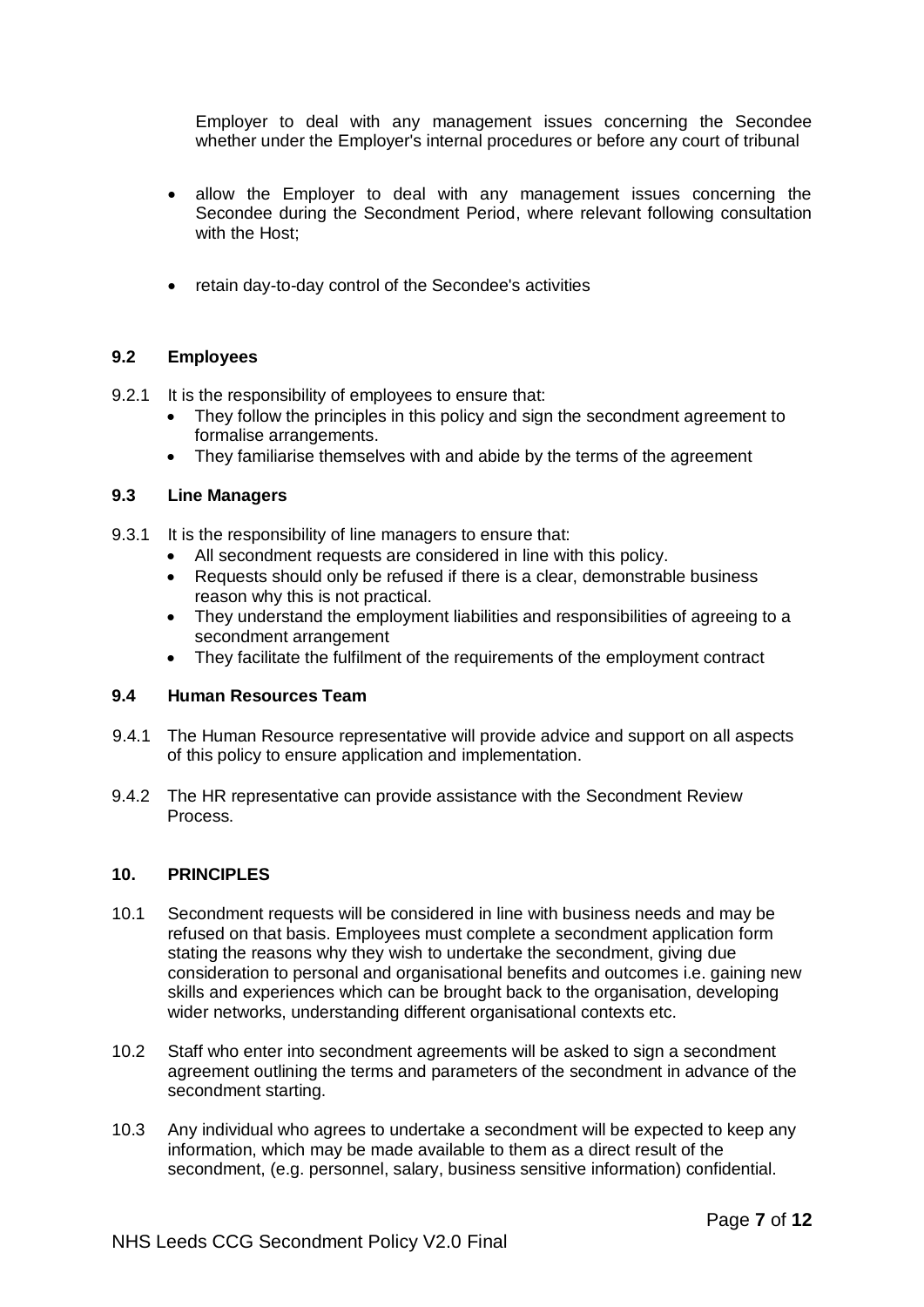Employer to deal with any management issues concerning the Secondee whether under the Employer's internal procedures or before any court of tribunal

- allow the Employer to deal with any management issues concerning the Secondee during the Secondment Period, where relevant following consultation with the Host;
- retain day-to-day control of the Secondee's activities

### 9.2 Employees

9.2.1 It is the responsibility of employees to ensure that:

- They follow the principles in this policy and sign the secondment agreement to formalise arrangements.
- They familiarise themselves with and abide by the terms of the agreement

### 9.3 Line Managers

9.3.1 It is the responsibility of line managers to ensure that:

- All secondment requests are considered in line with this policy.
- Requests should only be refused if there is a clear, demonstrable business reason why this is not practical.
- They understand the employment liabilities and responsibilities of agreeing to a secondment arrangement
- They facilitate the fulfilment of the requirements of the employment contract

### 9.4 Human Resources Team

9.4.1 The Human Resource representative will provide advice and support on all aspects of this policy to ensure application and implementation.

9.4.2 The HR representative can provide assistance with the Secondment Review Process.

## 10. PRINCIPLES

10.1 Secondment requests will be considered in line with business needs and may be refused on that basis. Employees must complete a secondment application form stating the reasons why they wish to undertake the secondment, giving due consideration to personal and organisational benefits and outcomes i.e. gaining new skills and experiences which can be brought back to the organisation, developing wider networks, understanding different organisational contexts etc.

10.2 Staff who enter into secondment agreements will be asked to sign a secondment agreement outlining the terms and parameters of the secondment in advance of the secondment starting.

10.3 Any individual who agrees to undertake a secondment will be expected to keep any information, which may be made available to them as a direct result of the secondment, (e.g. personnel, salary, business sensitive information) confidential.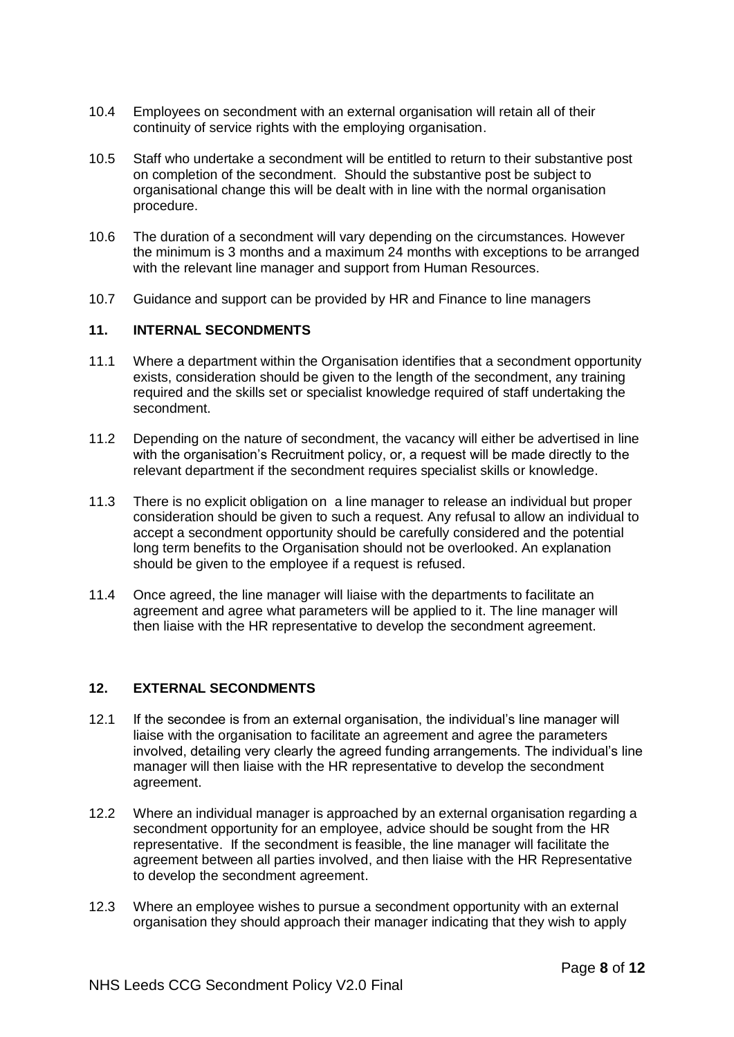10.4 Employees on secondment with an external organisation will retain all of their continuity of service rights with the employing organisation.

10.5 Staff who undertake a secondment will be entitled to return to their substantive post on completion of the secondment. Should the substantive post be subject to organisational change this will be dealt with in line with the normal organisation procedure.

10.6 The duration of a secondment will vary depending on the circumstances. However the minimum is 3 months and a maximum 24 months with exceptions to be arranged with the relevant line manager and support from Human Resources.

10.7 Guidance and support can be provided by HR and Finance to line managers

## 11. INTERNAL SECONDMENTS

11.1 Where a department within the Organisation identifies that a secondment opportunity exists, consideration should be given to the length of the secondment, any training required and the skills set or specialist knowledge required of staff undertaking the secondment.

11.2 Depending on the nature of secondment, the vacancy will either be advertised in line with the organisation's Recruitment policy, or, a request will be made directly to the relevant department if the secondment requires specialist skills or knowledge.

11.3 There is no explicit obligation on a line manager to release an individual but proper consideration should be given to such a request. Any refusal to allow an individual to accept a secondment opportunity should be carefully considered and the potential long term benefits to the Organisation should not be overlooked. An explanation should be given to the employee if a request is refused.

11.4 Once agreed, the line manager will liaise with the departments to facilitate an agreement and agree what parameters will be applied to it. The line manager will then liaise with the HR representative to develop the secondment agreement.

## 12. EXTERNAL SECONDMENTS

12.1 If the secondee is from an external organisation, the individual's line manager will liaise with the organisation to facilitate an agreement and agree the parameters involved, detailing very clearly the agreed funding arrangements. The individual's line manager will then liaise with the HR representative to develop the secondment agreement.

12.2 Where an individual manager is approached by an external organisation regarding a secondment opportunity for an employee, advice should be sought from the HR representative. If the secondment is feasible, the line manager will facilitate the agreement between all parties involved, and then liaise with the HR Representative to develop the secondment agreement.

12.3 Where an employee wishes to pursue a secondment opportunity with an external organisation they should approach their manager indicating that they wish to apply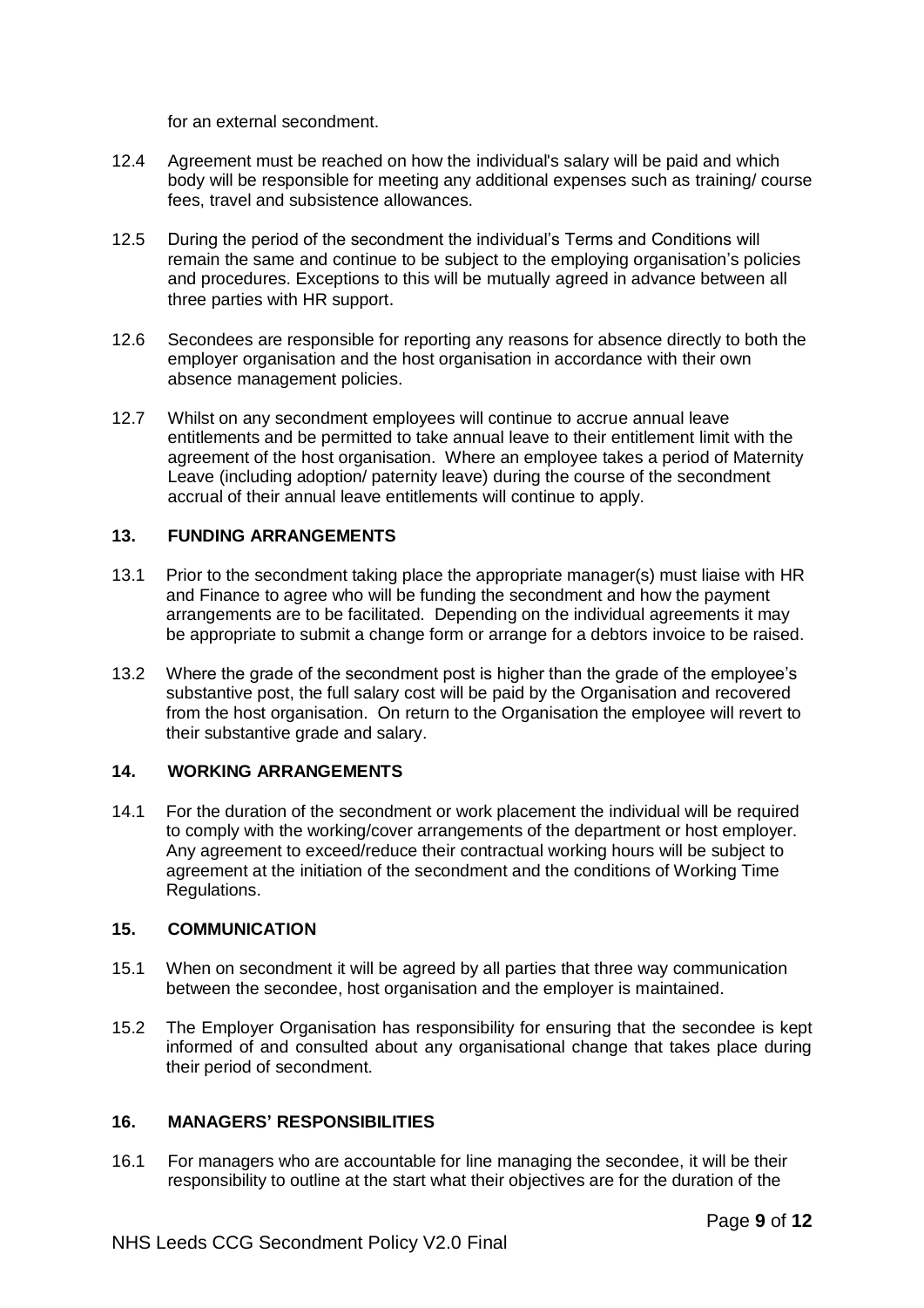for an external secondment.

12.4 Agreement must be reached on how the individual's salary will be paid and which body will be responsible for meeting any additional expenses such as training/ course fees, travel and subsistence allowances.

12.5 During the period of the secondment the individual's Terms and Conditions will remain the same and continue to be subject to the employing organisation's policies and procedures. Exceptions to this will be mutually agreed in advance between all three parties with HR support.

12.6 Secondees are responsible for reporting any reasons for absence directly to both the employer organisation and the host organisation in accordance with their own absence management policies.

12.7 Whilst on any secondment employees will continue to accrue annual leave entitlements and be permitted to take annual leave to their entitlement limit with the agreement of the host organisation. Where an employee takes a period of Maternity Leave (including adoption/ paternity leave) during the course of the secondment accrual of their annual leave entitlements will continue to apply.

## 13. FUNDING ARRANGEMENTS

13.1 Prior to the secondment taking place the appropriate manager(s) must liaise with HR and Finance to agree who will be funding the secondment and how the payment arrangements are to be facilitated. Depending on the individual agreements it may be appropriate to submit a change form or arrange for a debtors invoice to be raised.

13.2 Where the grade of the secondment post is higher than the grade of the employee's substantive post, the full salary cost will be paid by the Organisation and recovered from the host organisation. On return to the Organisation the employee will revert to their substantive grade and salary.

## 14. WORKING ARRANGEMENTS

14.1 For the duration of the secondment or work placement the individual will be required to comply with the working/cover arrangements of the department or host employer. Any agreement to exceed/reduce their contractual working hours will be subject to agreement at the initiation of the secondment and the conditions of Working Time Regulations.

## 15. COMMUNICATION

15.1 When on secondment it will be agreed by all parties that three way communication between the secondee, host organisation and the employer is maintained.

15.2 The Employer Organisation has responsibility for ensuring that the secondee is kept informed of and consulted about any organisational change that takes place during their period of secondment.

## 16. MANAGERS' RESPONSIBILITIES

16.1 For managers who are accountable for line managing the secondee, it will be their responsibility to outline at the start what their objectives are for the duration of the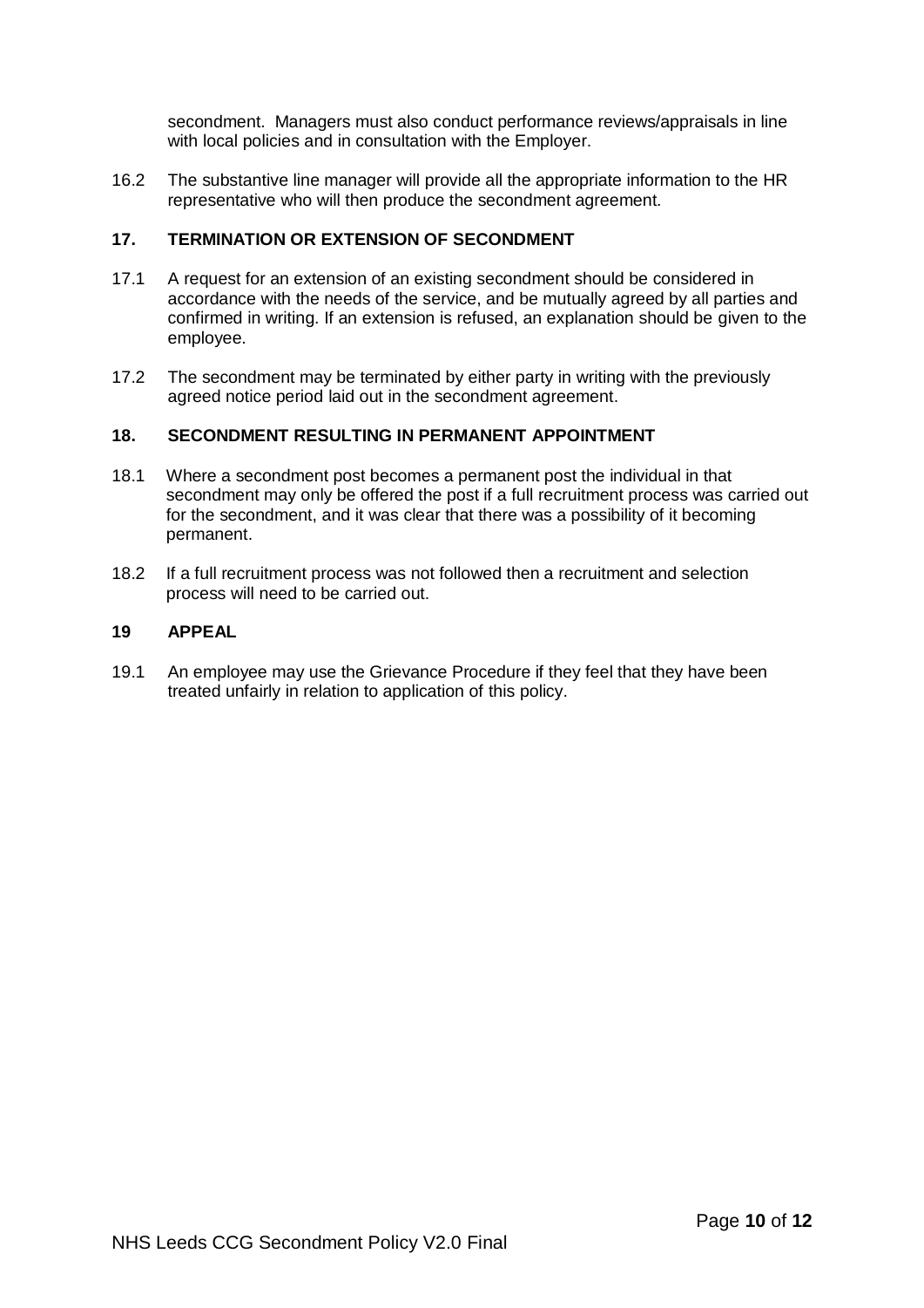secondment. Managers must also conduct performance reviews/appraisals in line with local policies and in consultation with the Employer.

16.2 The substantive line manager will provide all the appropriate information to the HR representative who will then produce the secondment agreement.

## 17. TERMINATION OR EXTENSION OF SECONDMENT

17.1 A request for an extension of an existing secondment should be considered in accordance with the needs of the service, and be mutually agreed by all parties and confirmed in writing. If an extension is refused, an explanation should be given to the employee.

17.2 The secondment may be terminated by either party in writing with the previously agreed notice period laid out in the secondment agreement.

## 18. SECONDMENT RESULTING IN PERMANENT APPOINTMENT

18.1 Where a secondment post becomes a permanent post the individual in that secondment may only be offered the post if a full recruitment process was carried out for the secondment, and it was clear that there was a possibility of it becoming permanent.

18.2 If a full recruitment process was not followed then a recruitment and selection process will need to be carried out.

## 19 APPEAL

19.1 An employee may use the Grievance Procedure if they feel that they have been treated unfairly in relation to application of this policy.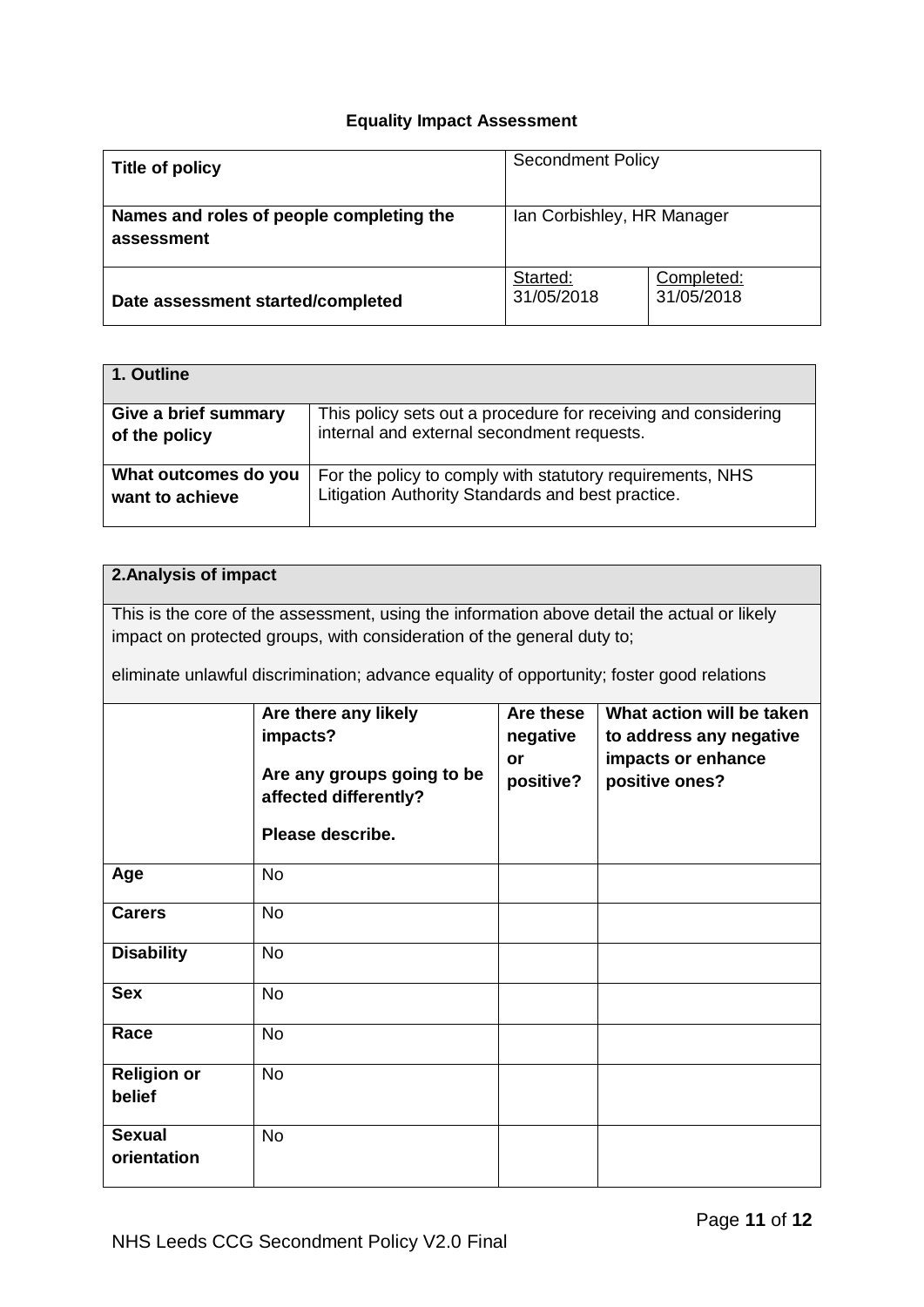### Equality Impact Assessment

| **Title of policy** | Secondment Policy | |
|---|---|---|
| **Names and roles of people completing the assessment** | Ian Corbishley, HR Manager | |
| **Date assessment started/completed** | Started: 31/05/2018 | Completed: 31/05/2018 |

| **1. Outline** | |
|---|---|
| **Give a brief summary of the policy** | This policy sets out a procedure for receiving and considering internal and external secondment requests. |
| **What outcomes do you want to achieve** | For the policy to comply with statutory requirements, NHS Litigation Authority Standards and best practice. |

**2.Analysis of impact**

This is the core of the assessment, using the information above detail the actual or likely impact on protected groups, with consideration of the general duty to;

eliminate unlawful discrimination; advance equality of opportunity; foster good relations

| | **Are there any likely impacts?**<br>**Are any groups going to be affected differently?**<br>**Please describe.** | **Are these negative or positive?** | **What action will be taken to address any negative impacts or enhance positive ones?** |
|---|---|---|---|
| **Age** | No | | |
| **Carers** | No | | |
| **Disability** | No | | |
| **Sex** | No | | |
| **Race** | No | | |
| **Religion or belief** | No | | |
| **Sexual orientation** | No | | |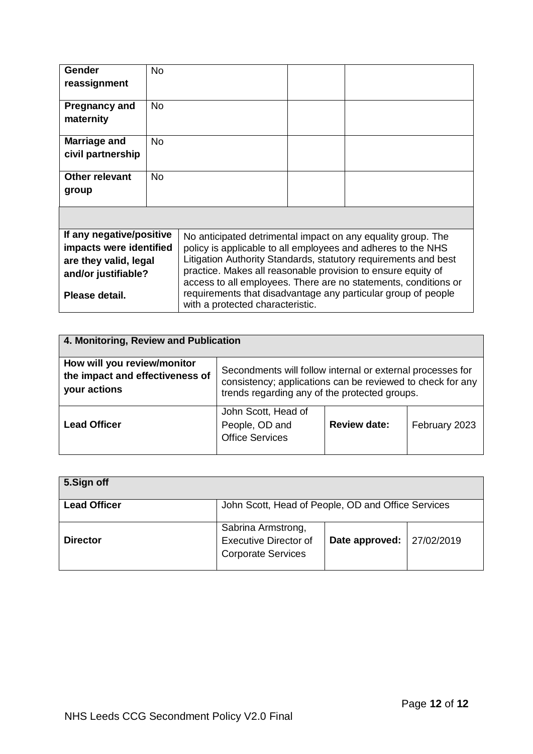| | | | |
|---|---|---|---|
| **Gender reassignment** | No | | |
| **Pregnancy and maternity** | No | | |
| **Marriage and civil partnership** | No | | |
| **Other relevant group** | No | | |
| | | | |
| **If any negative/positive impacts were identified are they valid, legal and/or justifiable?**<br><br>**Please detail.** | No anticipated detrimental impact on any equality group. The policy is applicable to all employees and adheres to the NHS Litigation Authority Standards, statutory requirements and best practice. Makes all reasonable provision to ensure equity of access to all employees. There are no statements, conditions or requirements that disadvantage any particular group of people with a protected characteristic. | | |

| **4. Monitoring, Review and Publication** | | | |
|---|---|---|---|
| **How will you review/monitor the impact and effectiveness of your actions** | Secondments will follow internal or external processes for consistency; applications can be reviewed to check for any trends regarding any of the protected groups. | | |
| **Lead Officer** | John Scott, Head of People, OD and Office Services | **Review date:** | February 2023 |

| **5.Sign off** | | | |
|---|---|---|---|
| **Lead Officer** | John Scott, Head of People, OD and Office Services | | |
| **Director** | Sabrina Armstrong, Executive Director of Corporate Services | **Date approved:** | 27/02/2019 |

NHS Leeds CCG Secondment Policy V2.0 Final